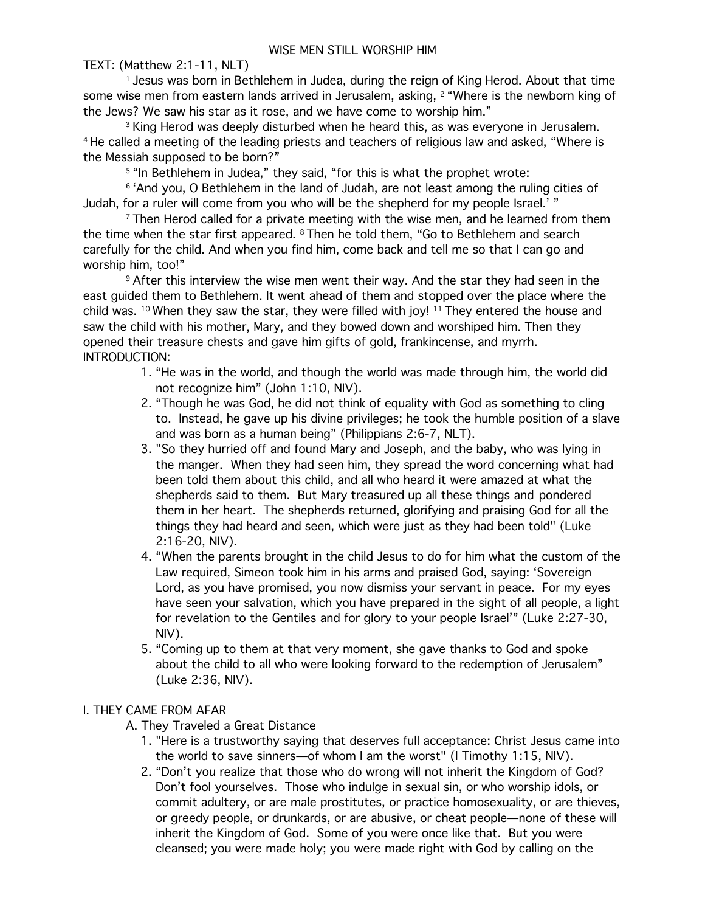# WISE MEN STILL WORSHIP HIM

TEXT: (Matthew 2:1-11, NLT)

[1] Jesus was born in Bethlehem in Judea, during the reign of King Herod. About that time some wise men from eastern lands arrived in Jerusalem, asking, [2] "Where is the newborn king of the Jews? We saw his star as it rose, and we have come to worship him."

[3] King Herod was deeply disturbed when he heard this, as was everyone in Jerusalem. [4] He called a meeting of the leading priests and teachers of religious law and asked, "Where is the Messiah supposed to be born?"

[5] "In Bethlehem in Judea," they said, "for this is what the prophet wrote:

[6] 'And you, O Bethlehem in the land of Judah, are not least among the ruling cities of Judah, for a ruler will come from you who will be the shepherd for my people Israel.' "

[7] Then Herod called for a private meeting with the wise men, and he learned from them the time when the star first appeared. [8] Then he told them, "Go to Bethlehem and search carefully for the child. And when you find him, come back and tell me so that I can go and worship him, too!"

[9] After this interview the wise men went their way. And the star they had seen in the east guided them to Bethlehem. It went ahead of them and stopped over the place where the child was. [10] When they saw the star, they were filled with joy! [11] They entered the house and saw the child with his mother, Mary, and they bowed down and worshiped him. Then they opened their treasure chests and gave him gifts of gold, frankincense, and myrrh.

INTRODUCTION:

1. "He was in the world, and though the world was made through him, the world did not recognize him" (John 1:10, NIV).
2. "Though he was God, he did not think of equality with God as something to cling to. Instead, he gave up his divine privileges; he took the humble position of a slave and was born as a human being" (Philippians 2:6-7, NLT).
3. "So they hurried off and found Mary and Joseph, and the baby, who was lying in the manger. When they had seen him, they spread the word concerning what had been told them about this child, and all who heard it were amazed at what the shepherds said to them. But Mary treasured up all these things and pondered them in her heart. The shepherds returned, glorifying and praising God for all the things they had heard and seen, which were just as they had been told" (Luke 2:16-20, NIV).
4. "When the parents brought in the child Jesus to do for him what the custom of the Law required, Simeon took him in his arms and praised God, saying: 'Sovereign Lord, as you have promised, you now dismiss your servant in peace. For my eyes have seen your salvation, which you have prepared in the sight of all people, a light for revelation to the Gentiles and for glory to your people Israel'" (Luke 2:27-30, NIV).
5. "Coming up to them at that very moment, she gave thanks to God and spoke about the child to all who were looking forward to the redemption of Jerusalem" (Luke 2:36, NIV).

## I. THEY CAME FROM AFAR

A. They Traveled a Great Distance

1. "Here is a trustworthy saying that deserves full acceptance: Christ Jesus came into the world to save sinners—of whom I am the worst" (I Timothy 1:15, NIV).
2. "Don't you realize that those who do wrong will not inherit the Kingdom of God? Don't fool yourselves. Those who indulge in sexual sin, or who worship idols, or commit adultery, or are male prostitutes, or practice homosexuality, or are thieves, or greedy people, or drunkards, or are abusive, or cheat people—none of these will inherit the Kingdom of God. Some of you were once like that. But you were cleansed; you were made holy; you were made right with God by calling on the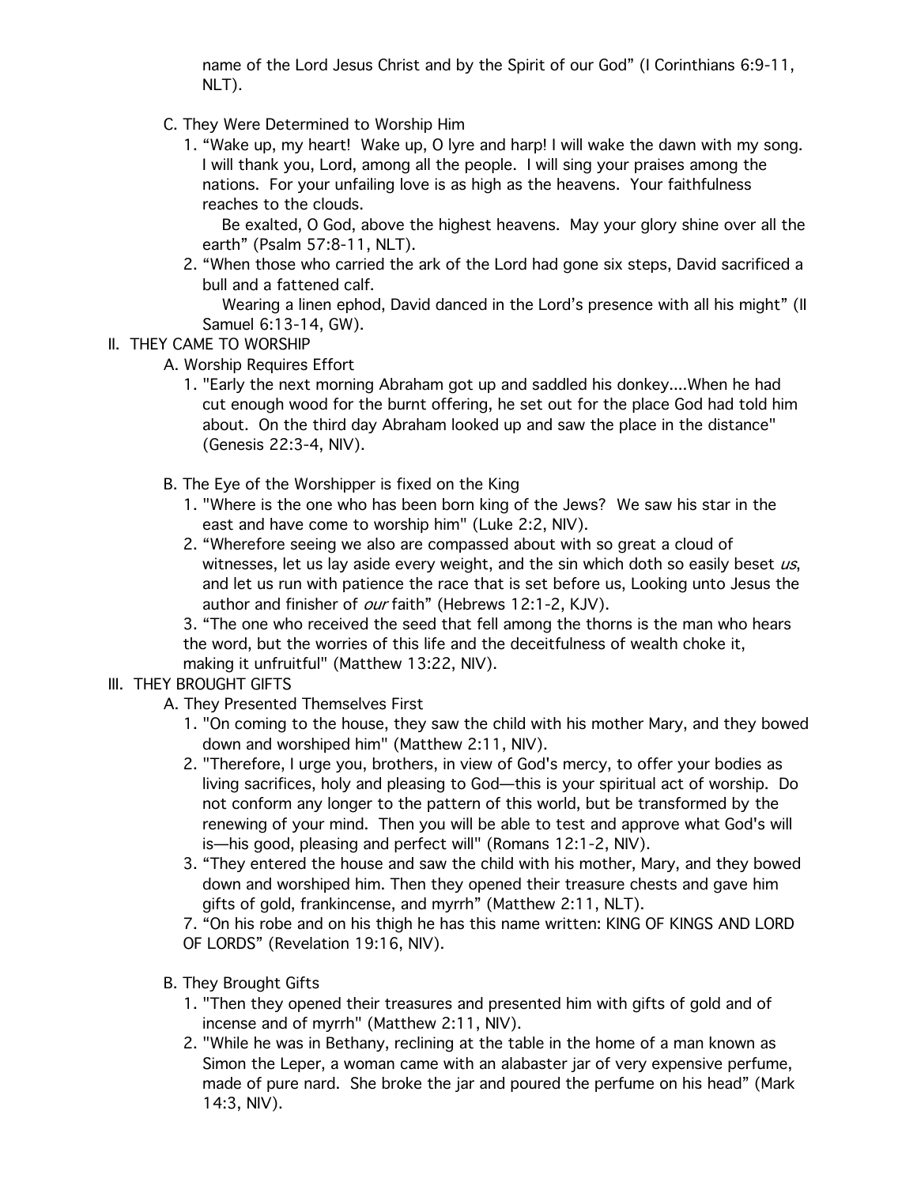name of the Lord Jesus Christ and by the Spirit of our God" (I Corinthians 6:9-11, NLT).

- C. They Were Determined to Worship Him
  1. "Wake up, my heart! Wake up, O lyre and harp! I will wake the dawn with my song. I will thank you, Lord, among all the people. I will sing your praises among the nations. For your unfailing love is as high as the heavens. Your faithfulness reaches to the clouds.

     Be exalted, O God, above the highest heavens. May your glory shine over all the earth" (Psalm 57:8-11, NLT).
  2. "When those who carried the ark of the Lord had gone six steps, David sacrificed a bull and a fattened calf.

     Wearing a linen ephod, David danced in the Lord's presence with all his might" (II Samuel 6:13-14, GW).

II. THEY CAME TO WORSHIP

- A. Worship Requires Effort
  1. "Early the next morning Abraham got up and saddled his donkey....When he had cut enough wood for the burnt offering, he set out for the place God had told him about. On the third day Abraham looked up and saw the place in the distance" (Genesis 22:3-4, NIV).
- B. The Eye of the Worshipper is fixed on the King
  1. "Where is the one who has been born king of the Jews? We saw his star in the east and have come to worship him" (Luke 2:2, NIV).
  2. "Wherefore seeing we also are compassed about with so great a cloud of witnesses, let us lay aside every weight, and the sin which doth so easily beset *us*, and let us run with patience the race that is set before us, Looking unto Jesus the author and finisher of *our* faith" (Hebrews 12:1-2, KJV).
  3. "The one who received the seed that fell among the thorns is the man who hears the word, but the worries of this life and the deceitfulness of wealth choke it, making it unfruitful" (Matthew 13:22, NIV).

III. THEY BROUGHT GIFTS

- A. They Presented Themselves First
  1. "On coming to the house, they saw the child with his mother Mary, and they bowed down and worshiped him" (Matthew 2:11, NIV).
  2. "Therefore, I urge you, brothers, in view of God's mercy, to offer your bodies as living sacrifices, holy and pleasing to God—this is your spiritual act of worship. Do not conform any longer to the pattern of this world, but be transformed by the renewing of your mind. Then you will be able to test and approve what God's will is—his good, pleasing and perfect will" (Romans 12:1-2, NIV).
  3. "They entered the house and saw the child with his mother, Mary, and they bowed down and worshiped him. Then they opened their treasure chests and gave him gifts of gold, frankincense, and myrrh" (Matthew 2:11, NLT).
  7. "On his robe and on his thigh he has this name written: KING OF KINGS AND LORD OF LORDS" (Revelation 19:16, NIV).
- B. They Brought Gifts
  1. "Then they opened their treasures and presented him with gifts of gold and of incense and of myrrh" (Matthew 2:11, NIV).
  2. "While he was in Bethany, reclining at the table in the home of a man known as Simon the Leper, a woman came with an alabaster jar of very expensive perfume, made of pure nard. She broke the jar and poured the perfume on his head" (Mark 14:3, NIV).